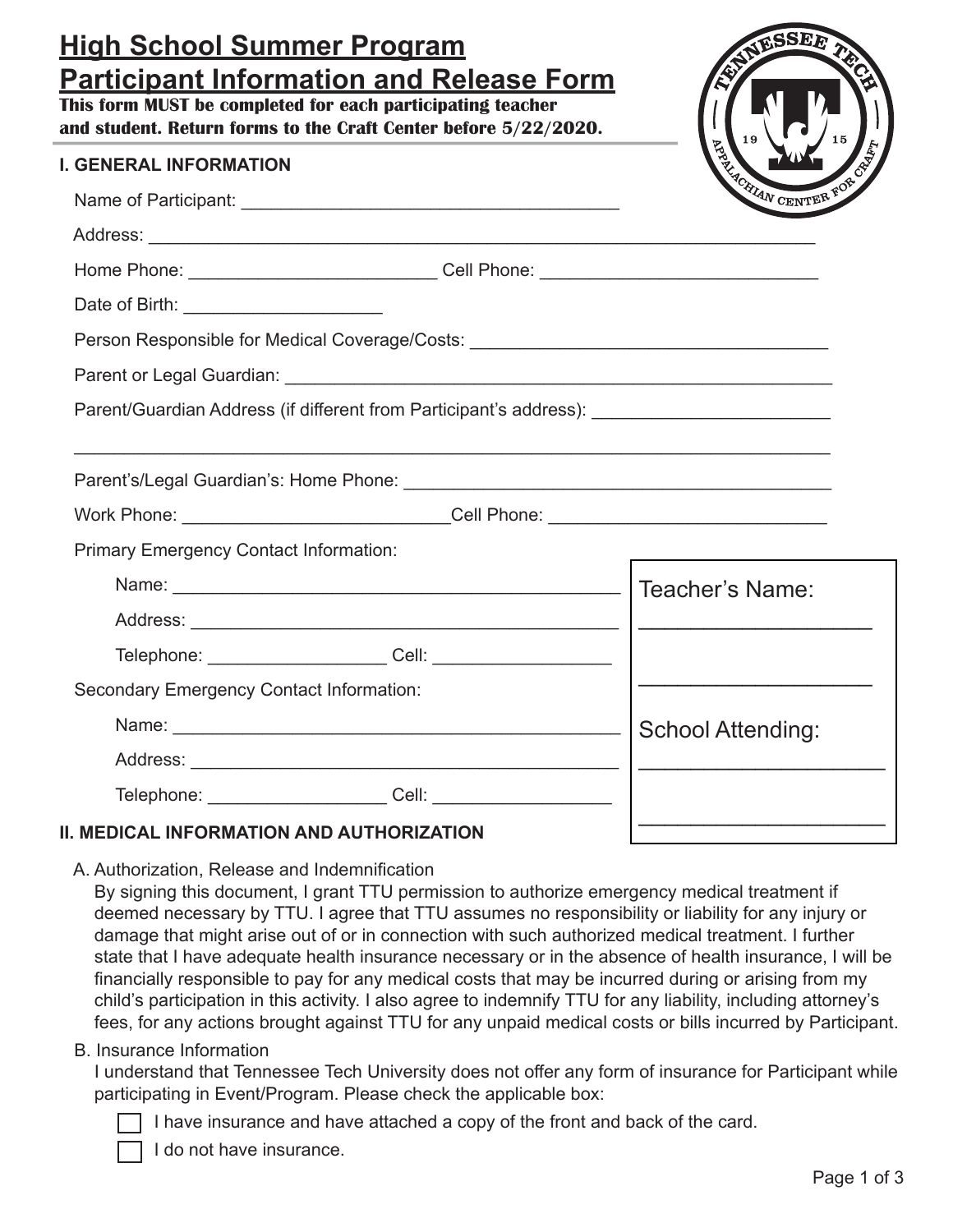# High School Summer Program Participant Information and Release Form

**This form MUST be completed for each participating teacher and student. Return forms to the Craft Center before 5/22/2020.**

## I. GENERAL INFORMATION

Name of Participant: ______________________________________

Address: ____________________________________________________________

Home Phone: _________________________ Cell Phone: ___________________________

Date of Birth: ____________________

Person Responsible for Medical Coverage/Costs: ___________________________________

Parent or Legal Guardian: ____________________________________________________

Parent/Guardian Address (if different from Participant's address): _______________________

___________________________________________________________________________

Parent's/Legal Guardian's: Home Phone: ___________________________________________

Work Phone: ___________________________Cell Phone: ____________________________

Primary Emergency Contact Information:

Name: _____________________________________________

Address: ___________________________________________

Telephone: __________________ Cell: __________________

Secondary Emergency Contact Information:

Name: _____________________________________________

Address: ___________________________________________

Telephone: __________________ Cell: __________________

Teacher's Name:

____________________

____________________

School Attending:

____________________

____________________

## II. MEDICAL INFORMATION AND AUTHORIZATION

A. Authorization, Release and Indemnification

By signing this document, I grant TTU permission to authorize emergency medical treatment if deemed necessary by TTU. I agree that TTU assumes no responsibility or liability for any injury or damage that might arise out of or in connection with such authorized medical treatment. I further state that I have adequate health insurance necessary or in the absence of health insurance, I will be financially responsible to pay for any medical costs that may be incurred during or arising from my child's participation in this activity. I also agree to indemnify TTU for any liability, including attorney's fees, for any actions brought against TTU for any unpaid medical costs or bills incurred by Participant.

B. Insurance Information

I understand that Tennessee Tech University does not offer any form of insurance for Participant while participating in Event/Program. Please check the applicable box:

☐ I have insurance and have attached a copy of the front and back of the card.

☐ I do not have insurance.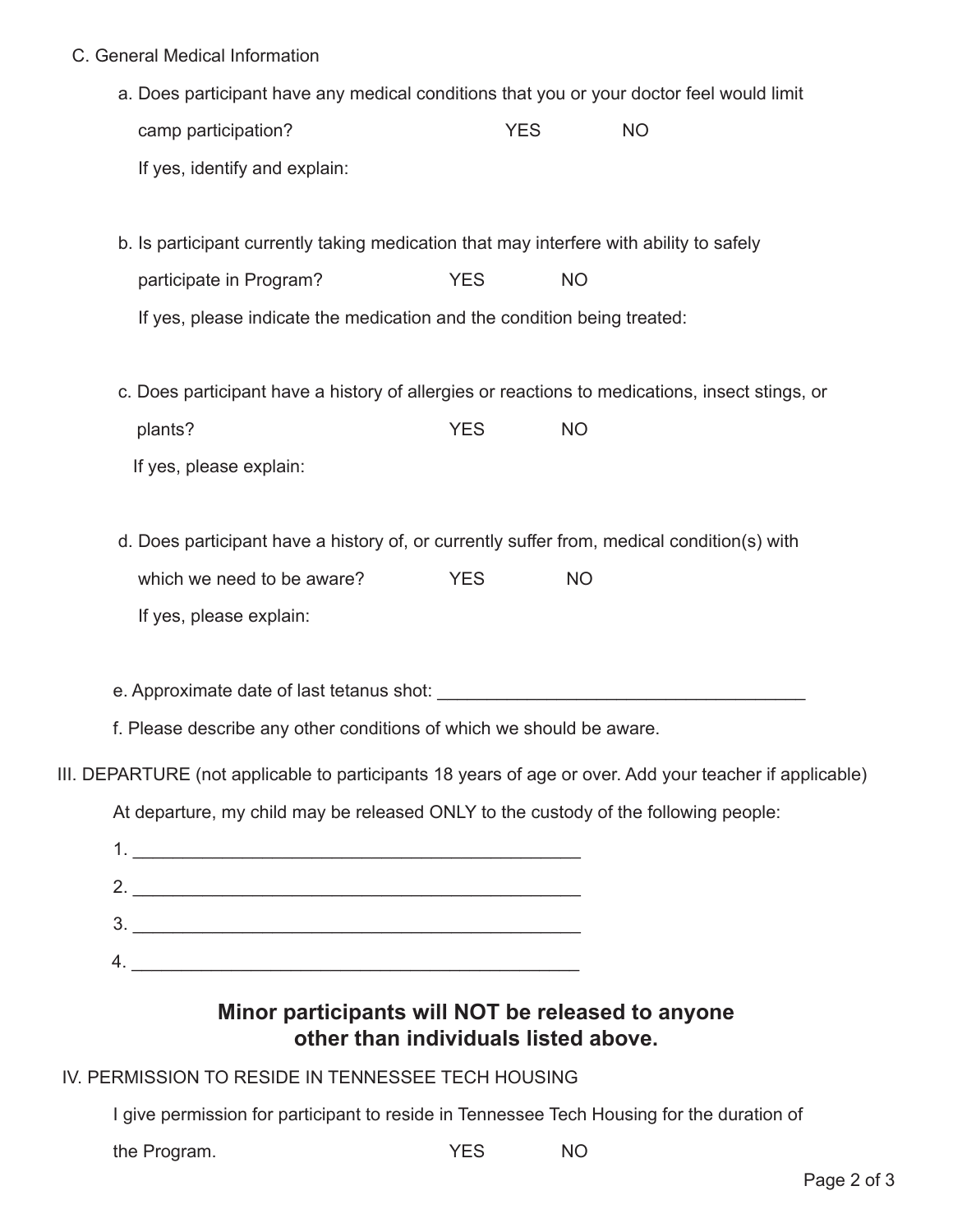C. General Medical Information

a. Does participant have any medical conditions that you or your doctor feel would limit camp participation? YES NO

If yes, identify and explain:

b. Is participant currently taking medication that may interfere with ability to safely participate in Program? YES NO

If yes, please indicate the medication and the condition being treated:

c. Does participant have a history of allergies or reactions to medications, insect stings, or plants? YES NO

If yes, please explain:

d. Does participant have a history of, or currently suffer from, medical condition(s) with which we need to be aware? YES NO

If yes, please explain:

e. Approximate date of last tetanus shot: ______________________________________

f. Please describe any other conditions of which we should be aware.

III. DEPARTURE (not applicable to participants 18 years of age or over. Add your teacher if applicable)

At departure, my child may be released ONLY to the custody of the following people:

1. ______________________________________________
2. ______________________________________________
3. ______________________________________________
4. ______________________________________________

**Minor participants will NOT be released to anyone other than individuals listed above.**

IV. PERMISSION TO RESIDE IN TENNESSEE TECH HOUSING

I give permission for participant to reside in Tennessee Tech Housing for the duration of the Program. YES NO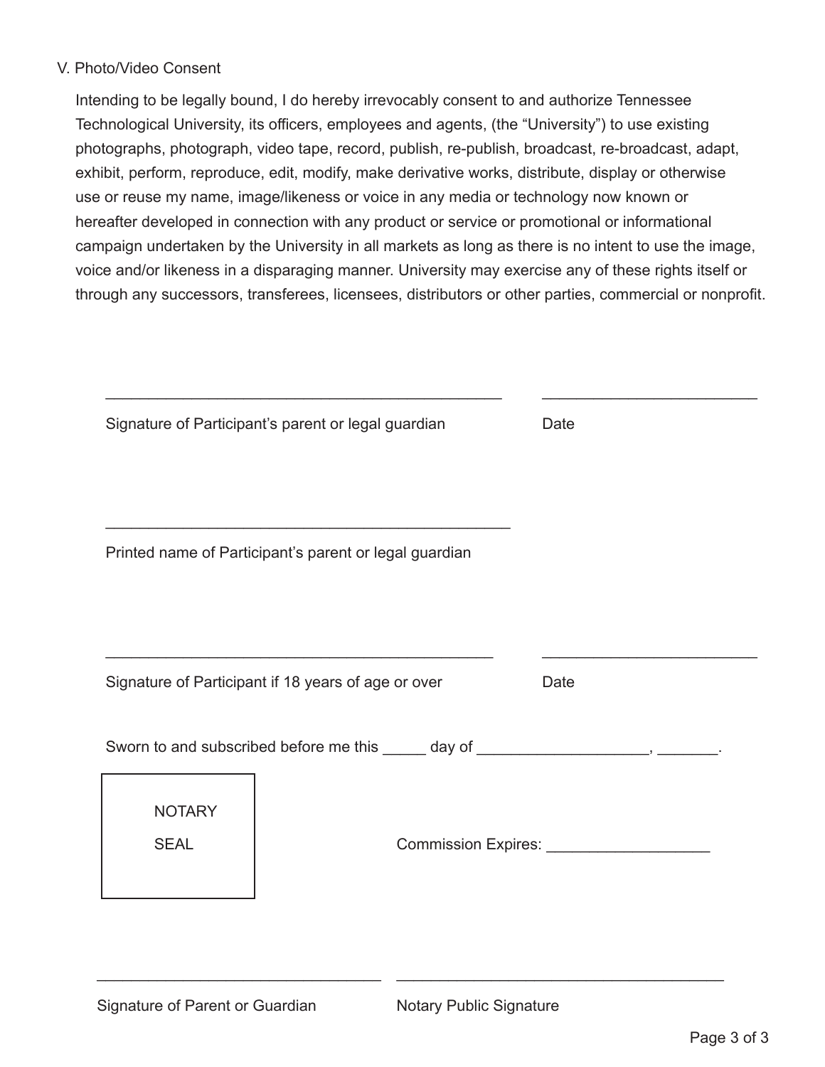V. Photo/Video Consent

Intending to be legally bound, I do hereby irrevocably consent to and authorize Tennessee Technological University, its officers, employees and agents, (the "University") to use existing photographs, photograph, video tape, record, publish, re-publish, broadcast, re-broadcast, adapt, exhibit, perform, reproduce, edit, modify, make derivative works, distribute, display or otherwise use or reuse my name, image/likeness or voice in any media or technology now known or hereafter developed in connection with any product or service or promotional or informational campaign undertaken by the University in all markets as long as there is no intent to use the image, voice and/or likeness in a disparaging manner. University may exercise any of these rights itself or through any successors, transferees, licensees, distributors or other parties, commercial or nonprofit.

_______________________________________________ _________________________

Signature of Participant's parent or legal guardian Date

_______________________________________________

Printed name of Participant's parent or legal guardian

_______________________________________________ _________________________

Signature of Participant if 18 years of age or over Date

Sworn to and subscribed before me this _____ day of ___________________, _______.

NOTARY

SEAL

Commission Expires: __________________

________________________________ ______________________________________

Signature of Parent or Guardian Notary Public Signature